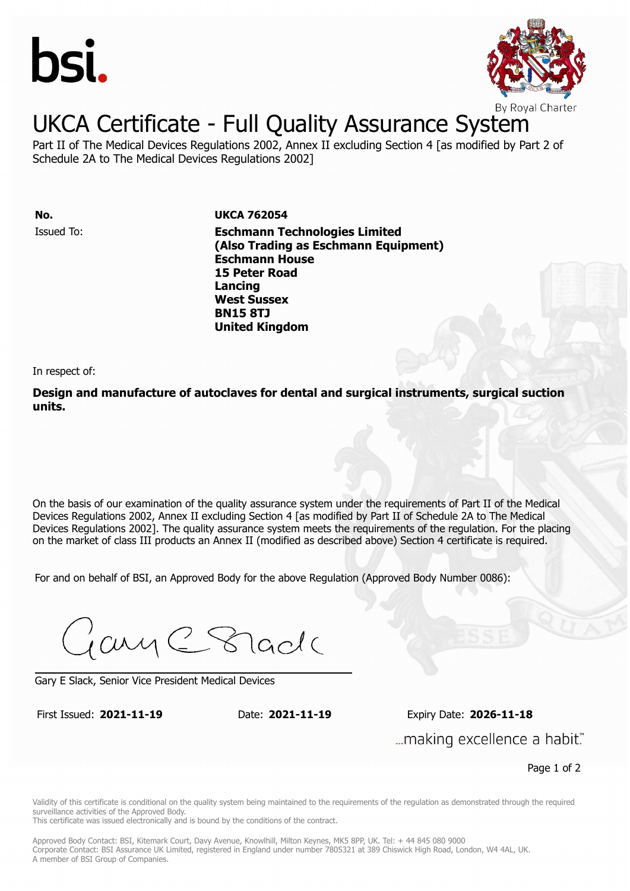bsi.

By Royal Charter

# UKCA Certificate - Full Quality Assurance System

Part II of The Medical Devices Regulations 2002, Annex II excluding Section 4 [as modified by Part 2 of Schedule 2A to The Medical Devices Regulations 2002]

**No.** **UKCA 762054**

Issued To:

**Eschmann Technologies Limited**
**(Also Trading as Eschmann Equipment)**
**Eschmann House**
**15 Peter Road**
**Lancing**
**West Sussex**
**BN15 8TJ**
**United Kingdom**

In respect of:

**Design and manufacture of autoclaves for dental and surgical instruments, surgical suction units.**

On the basis of our examination of the quality assurance system under the requirements of Part II of the Medical Devices Regulations 2002, Annex II excluding Section 4 [as modified by Part II of Schedule 2A to The Medical Devices Regulations 2002]. The quality assurance system meets the requirements of the regulation. For the placing on the market of class III products an Annex II (modified as described above) Section 4 certificate is required.

For and on behalf of BSI, an Approved Body for the above Regulation (Approved Body Number 0086):

Gary E Slack, Senior Vice President Medical Devices

First Issued: **2021-11-19** Date: **2021-11-19** Expiry Date: **2026-11-18**

...making excellence a habit.™

Validity of this certificate is conditional on the quality system being maintained to the requirements of the regulation as demonstrated through the required surveillance activities of the Approved Body.
This certificate was issued electronically and is bound by the conditions of the contract.

Approved Body Contact: BSI, Kitemark Court, Davy Avenue, Knowlhill, Milton Keynes, MK5 8PP, UK. Tel: + 44 845 080 9000
Corporate Contact: BSI Assurance UK Limited, registered in England under number 7805321 at 389 Chiswick High Road, London, W4 4AL, UK.
A member of BSI Group of Companies.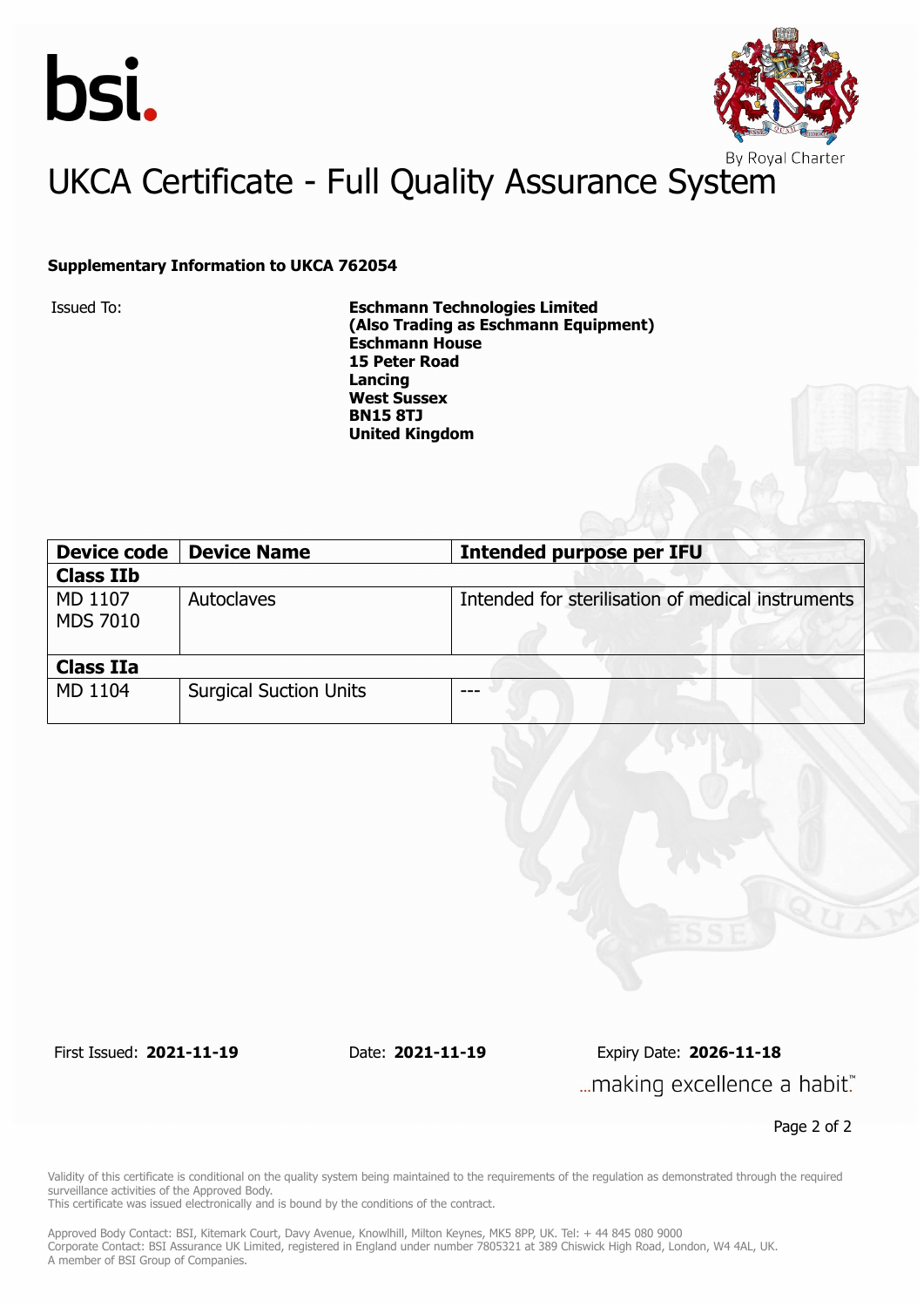bsi.

By Royal Charter

# UKCA Certificate - Full Quality Assurance System

**Supplementary Information to UKCA 762054**

Issued To: **Eschmann Technologies Limited**
**(Also Trading as Eschmann Equipment)**
**Eschmann House**
**15 Peter Road**
**Lancing**
**West Sussex**
**BN15 8TJ**
**United Kingdom**

| Device code | Device Name | Intended purpose per IFU |
|---|---|---|
| **Class IIb** | | |
| MD 1107<br>MDS 7010 | Autoclaves | Intended for sterilisation of medical instruments |
| **Class IIa** | | |
| MD 1104 | Surgical Suction Units | --- |

First Issued: **2021-11-19** Date: **2021-11-19** Expiry Date: **2026-11-18**

...making excellence a habit.™

Validity of this certificate is conditional on the quality system being maintained to the requirements of the regulation as demonstrated through the required surveillance activities of the Approved Body.
This certificate was issued electronically and is bound by the conditions of the contract.

Approved Body Contact: BSI, Kitemark Court, Davy Avenue, Knowlhill, Milton Keynes, MK5 8PP, UK. Tel: + 44 845 080 9000
Corporate Contact: BSI Assurance UK Limited, registered in England under number 7805321 at 389 Chiswick High Road, London, W4 4AL, UK.
A member of BSI Group of Companies.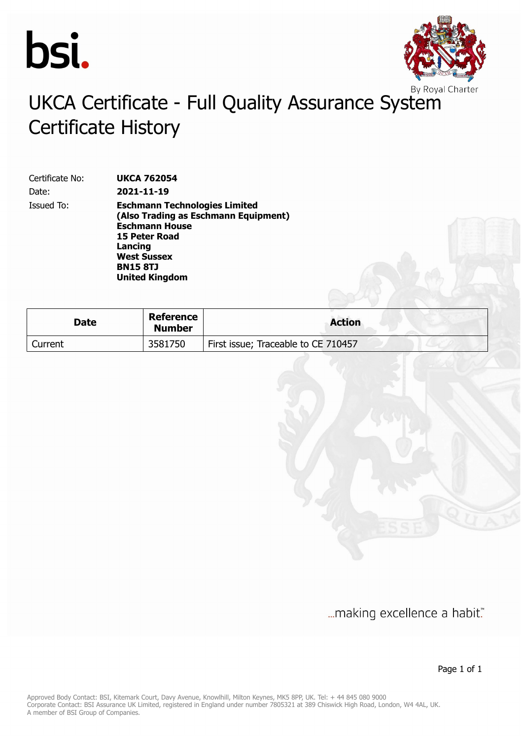bsi.

By Royal Charter

# UKCA Certificate - Full Quality Assurance System Certificate History

Certificate No: **UKCA 762054**

Date: **2021-11-19**

Issued To: **Eschmann Technologies Limited**
**(Also Trading as Eschmann Equipment)**
**Eschmann House**
**15 Peter Road**
**Lancing**
**West Sussex**
**BN15 8TJ**
**United Kingdom**

| Date | Reference Number | Action |
|---|---|---|
| Current | 3581750 | First issue; Traceable to CE 710457 |

...making excellence a habit.™

Approved Body Contact: BSI, Kitemark Court, Davy Avenue, Knowlhill, Milton Keynes, MK5 8PP, UK. Tel: + 44 845 080 9000
Corporate Contact: BSI Assurance UK Limited, registered in England under number 7805321 at 389 Chiswick High Road, London, W4 4AL, UK.
A member of BSI Group of Companies.